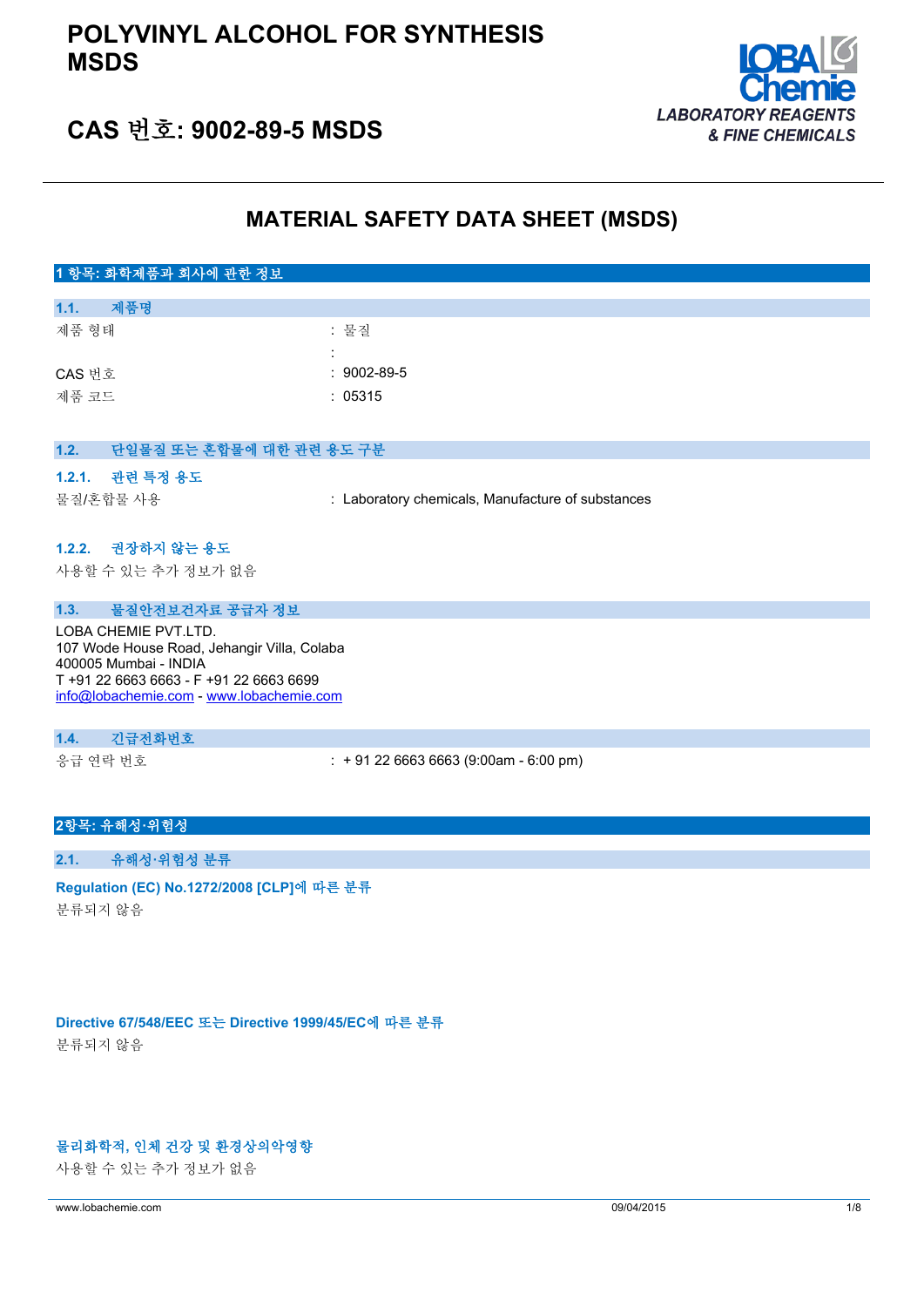# POLYVINYL ALCOHOL FOR SYNTHESIS MSDS

## CAS 번호: 9002-89-5 MSDS

LOBA Chemie
LABORATORY REAGENTS & FINE CHEMICALS

## MATERIAL SAFETY DATA SHEET (MSDS)

### 1 항목: 화학제품과 회사에 관한 정보

#### 1.1. 제품명

| | |
|---|---|
| 제품 형태 | : 물질 |
| | : |
| CAS 번호 | : 9002-89-5 |
| 제품 코드 | : 05315 |

#### 1.2. 단일물질 또는 혼합물에 대한 관련 용도 구분

##### 1.2.1. 관련 특정 용도

| | |
|---|---|
| 물질/혼합물 사용 | : Laboratory chemicals, Manufacture of substances |

##### 1.2.2. 권장하지 않는 용도

사용할 수 있는 추가 정보가 없음

#### 1.3. 물질안전보건자료 공급자 정보

LOBA CHEMIE PVT.LTD.
107 Wode House Road, Jehangir Villa, Colaba
400005 Mumbai - INDIA
T +91 22 6663 6663 - F +91 22 6663 6699
info@lobachemie.com - www.lobachemie.com

#### 1.4. 긴급전화번호

| | |
|---|---|
| 응급 연락 번호 | : + 91 22 6663 6663 (9:00am - 6:00 pm) |

### 2항목: 유해성·위험성

#### 2.1. 유해성·위험성 분류

**Regulation (EC) No.1272/2008 [CLP]에 따른 분류**

분류되지 않음

**Directive 67/548/EEC 또는 Directive 1999/45/EC에 따른 분류**

분류되지 않음

**물리화학적, 인체 건강 및 환경상의악영향**

사용할 수 있는 추가 정보가 없음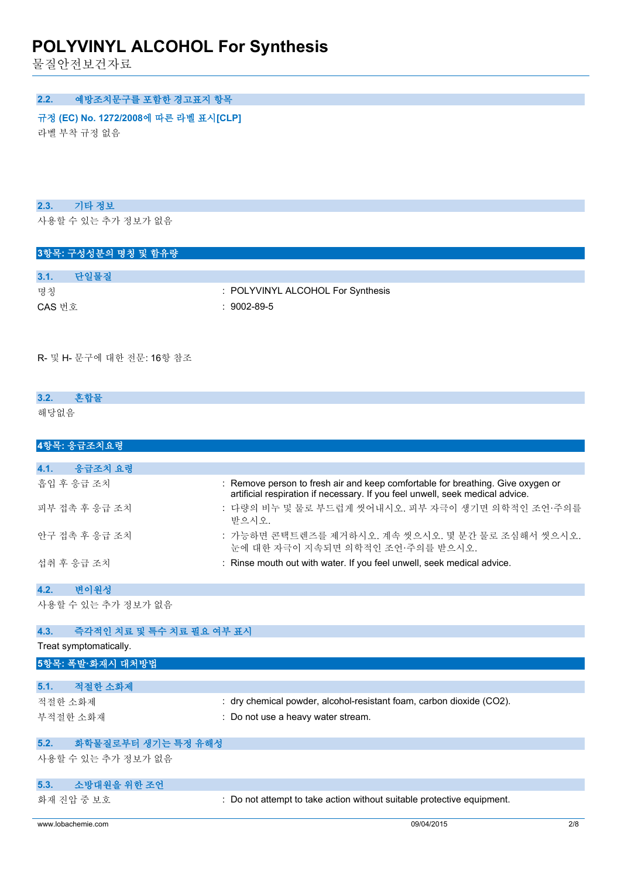### 2.2. 예방조치문구를 포함한 경고표지 항목

**규정 (EC) No. 1272/2008에 따른 라벨 표시[CLP]**

라벨 부착 규정 없음

### 2.3. 기타 정보

사용할 수 있는 추가 정보가 없음

## 3항목: 구성성분의 명칭 및 함유량

### 3.1. 단일물질

| | |
|---|---|
| 명칭 | : POLYVINYL ALCOHOL For Synthesis |
| CAS 번호 | : 9002-89-5 |

R- 및 H- 문구에 대한 전문: 16항 참조

### 3.2. 혼합물

해당없음

## 4항목: 응급조치요령

### 4.1. 응급조치 요령

| | |
|---|---|
| 흡입 후 응급 조치 | : Remove person to fresh air and keep comfortable for breathing. Give oxygen or artificial respiration if necessary. If you feel unwell, seek medical advice. |
| 피부 접촉 후 응급 조치 | : 다량의 비누 및 물로 부드럽게 씻어내시오. 피부 자극이 생기면 의학적인 조언·주의를 받으시오. |
| 안구 접촉 후 응급 조치 | : 가능하면 콘택트렌즈를 제거하시오. 계속 씻으시오. 몇 분간 물로 조심해서 씻으시오. 눈에 대한 자극이 지속되면 의학적인 조언·주의를 받으시오. |
| 섭취 후 응급 조치 | : Rinse mouth out with water. If you feel unwell, seek medical advice. |

### 4.2. 변이원성

사용할 수 있는 추가 정보가 없음

### 4.3. 즉각적인 치료 및 특수 치료 필요 여부 표시

Treat symptomatically.

## 5항목: 폭발·화재시 대처방법

### 5.1. 적절한 소화제

| | |
|---|---|
| 적절한 소화제 | : dry chemical powder, alcohol-resistant foam, carbon dioxide ($CO_2$). |
| 부적절한 소화제 | : Do not use a heavy water stream. |

### 5.2. 화학물질로부터 생기는 특정 유해성

사용할 수 있는 추가 정보가 없음

### 5.3. 소방대원을 위한 조언

| | |
|---|---|
| 화재 진압 중 보호 | : Do not attempt to take action without suitable protective equipment. |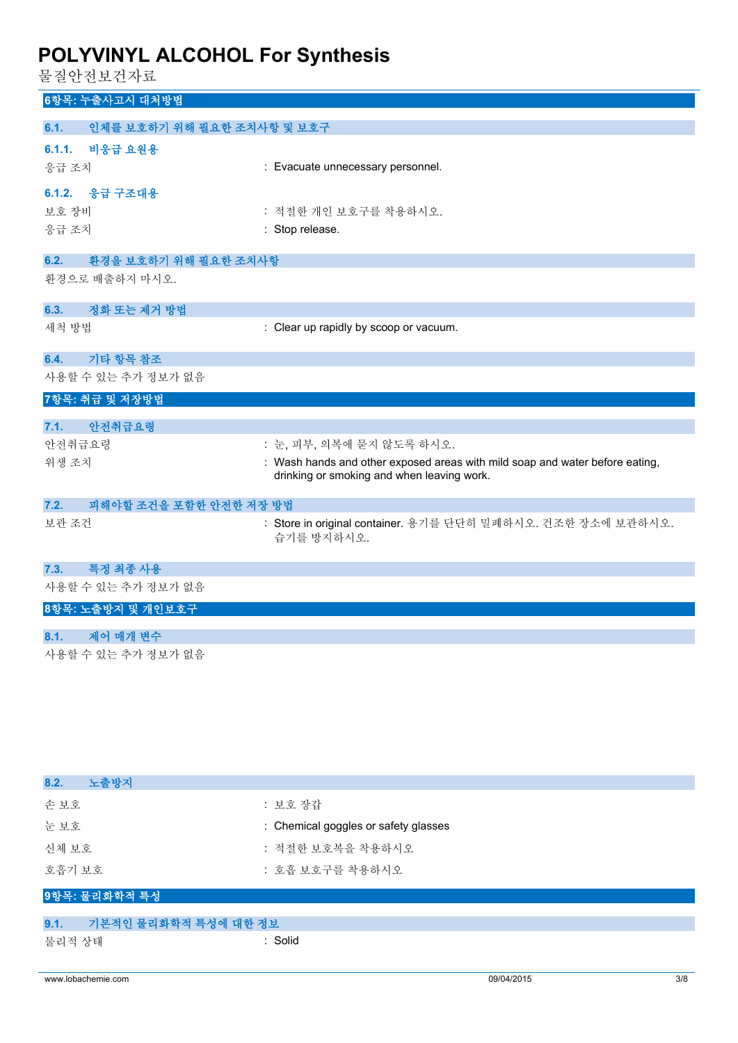## 6항목: 누출사고시 대처방법

### 6.1. 인체를 보호하기 위해 필요한 조치사항 및 보호구

#### 6.1.1. 비응급 요원용

| | |
|---|---|
| 응급 조치 | : Evacuate unnecessary personnel. |

#### 6.1.2. 응급 구조대용

| | |
|---|---|
| 보호 장비 | : 적절한 개인 보호구를 착용하시오. |
| 응급 조치 | : Stop release. |

### 6.2. 환경을 보호하기 위해 필요한 조치사항

환경으로 배출하지 마시오.

### 6.3. 정화 또는 제거 방법

| | |
|---|---|
| 세척 방법 | : Clear up rapidly by scoop or vacuum. |

### 6.4. 기타 항목 참조

사용할 수 있는 추가 정보가 없음

## 7항목: 취급 및 저장방법

### 7.1. 안전취급요령

| | |
|---|---|
| 안전취급요령 | : 눈, 피부, 의복에 묻지 않도록 하시오. |
| 위생 조치 | : Wash hands and other exposed areas with mild soap and water before eating, drinking or smoking and when leaving work. |

### 7.2. 피해야할 조건을 포함한 안전한 저장 방법

| | |
|---|---|
| 보관 조건 | : Store in original container. 용기를 단단히 밀폐하시오. 건조한 장소에 보관하시오. 습기를 방지하시오. |

### 7.3. 특정 최종 사용

사용할 수 있는 추가 정보가 없음

## 8항목: 노출방지 및 개인보호구

### 8.1. 제어 매개 변수

사용할 수 있는 추가 정보가 없음

### 8.2. 노출방지

| | |
|---|---|
| 손 보호 | : 보호 장갑 |
| 눈 보호 | : Chemical goggles or safety glasses |
| 신체 보호 | : 적절한 보호복을 착용하시오 |
| 호흡기 보호 | : 호흡 보호구를 착용하시오 |

## 9항목: 물리화학적 특성

### 9.1. 기본적인 물리화학적 특성에 대한 정보

| | |
|---|---|
| 물리적 상태 | : Solid |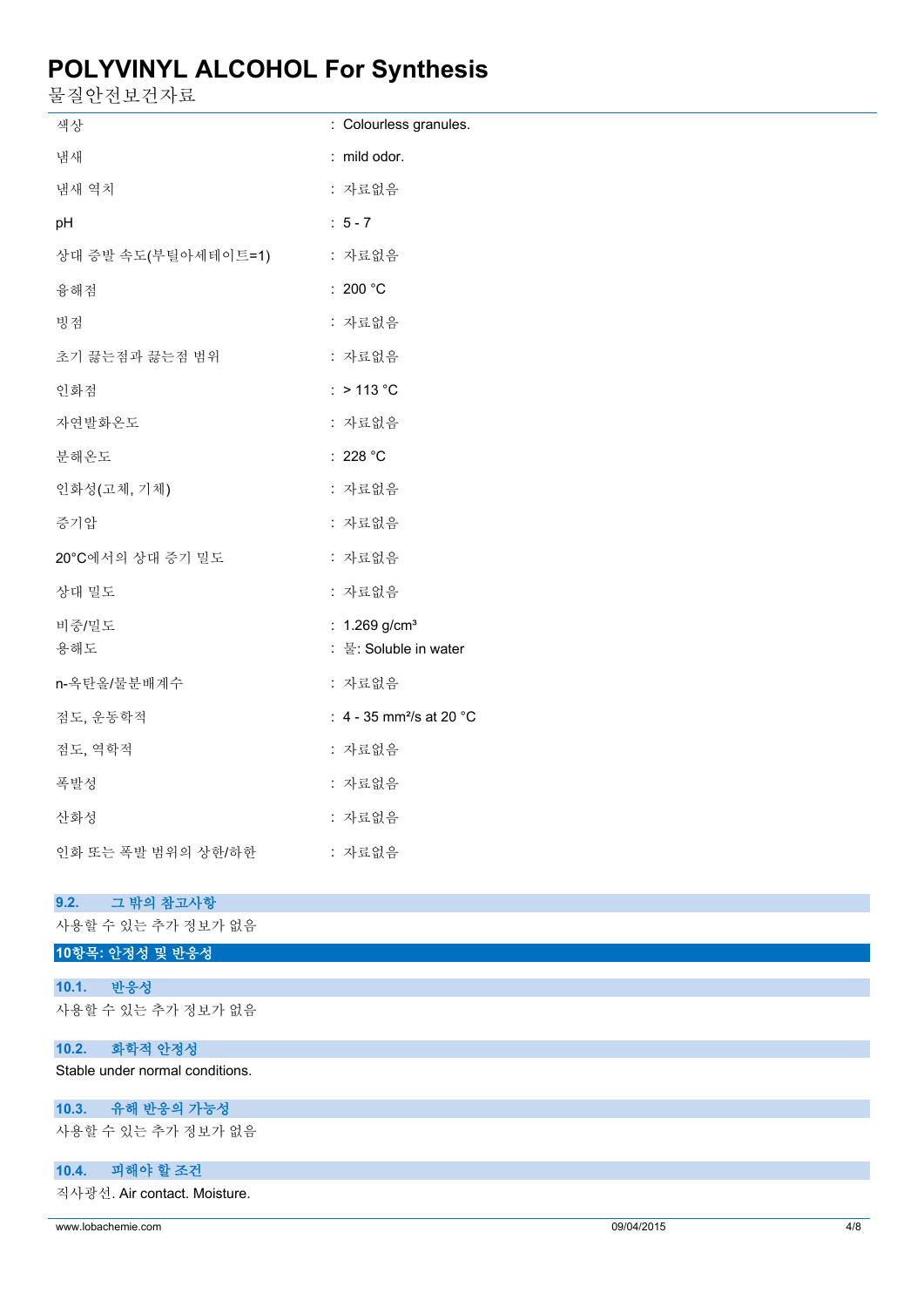| | |
|---|---|
| 색상 | : Colourless granules. |
| 냄새 | : mild odor. |
| 냄새 역치 | : 자료없음 |
| pH | : 5 - 7 |
| 상대 증발 속도(부틸아세테이트=1) | : 자료없음 |
| 융해점 | : 200 °C |
| 빙점 | : 자료없음 |
| 초기 끓는점과 끓는점 범위 | : 자료없음 |
| 인화점 | : > 113 °C |
| 자연발화온도 | : 자료없음 |
| 분해온도 | : 228 °C |
| 인화성(고체, 기체) | : 자료없음 |
| 증기압 | : 자료없음 |
| 20°C에서의 상대 증기 밀도 | : 자료없음 |
| 상대 밀도 | : 자료없음 |
| 비중/밀도 | : 1.269 g/cm³ |
| 용해도 | : 물: Soluble in water |
| n-옥탄올/물분배계수 | : 자료없음 |
| 점도, 운동학적 | : 4 - 35 mm²/s at 20 °C |
| 점도, 역학적 | : 자료없음 |
| 폭발성 | : 자료없음 |
| 산화성 | : 자료없음 |
| 인화 또는 폭발 범위의 상한/하한 | : 자료없음 |

### 9.2. 그 밖의 참고사항

사용할 수 있는 추가 정보가 없음

## 10항목: 안정성 및 반응성

### 10.1. 반응성

사용할 수 있는 추가 정보가 없음

### 10.2. 화학적 안정성

Stable under normal conditions.

### 10.3. 유해 반응의 가능성

사용할 수 있는 추가 정보가 없음

### 10.4. 피해야 할 조건

직사광선. Air contact. Moisture.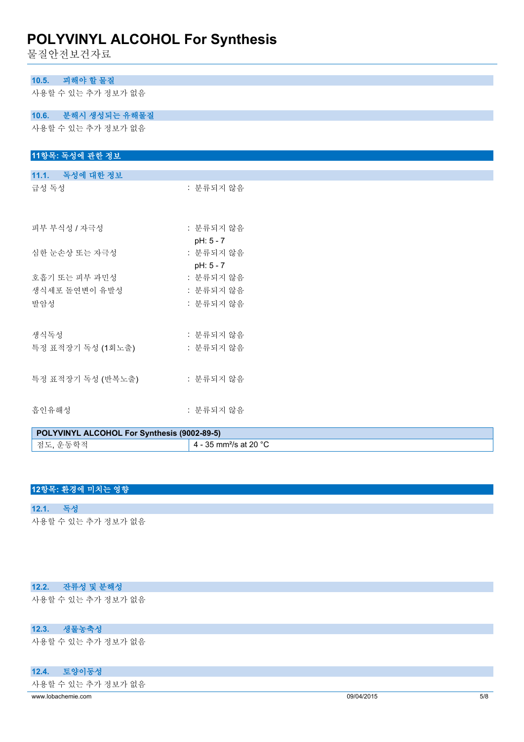### 10.5. 피해야 할 물질

사용할 수 있는 추가 정보가 없음

### 10.6. 분해시 생성되는 유해물질

사용할 수 있는 추가 정보가 없음

## 11항목: 독성에 관한 정보

### 11.1. 독성에 대한 정보

급성 독성 : 분류되지 않음

피부 부식성 / 자극성 : 분류되지 않음
pH: 5 - 7

심한 눈손상 또는 자극성 : 분류되지 않음
pH: 5 - 7

호흡기 또는 피부 과민성 : 분류되지 않음

생식세포 돌연변이 유발성 : 분류되지 않음

발암성 : 분류되지 않음

생식독성 : 분류되지 않음

특정 표적장기 독성 (1회노출) : 분류되지 않음

특정 표적장기 독성 (반복노출) : 분류되지 않음

흡인유해성 : 분류되지 않음

| POLYVINYL ALCOHOL For Synthesis (9002-89-5) | |
|---|---|
| 점도, 운동학적 | 4 - 35 $mm^2/s$ at 20 °C |

## 12항목: 환경에 미치는 영향

### 12.1. 독성

사용할 수 있는 추가 정보가 없음

### 12.2. 잔류성 및 분해성

사용할 수 있는 추가 정보가 없음

### 12.3. 생물농축성

사용할 수 있는 추가 정보가 없음

### 12.4. 토양이동성

사용할 수 있는 추가 정보가 없음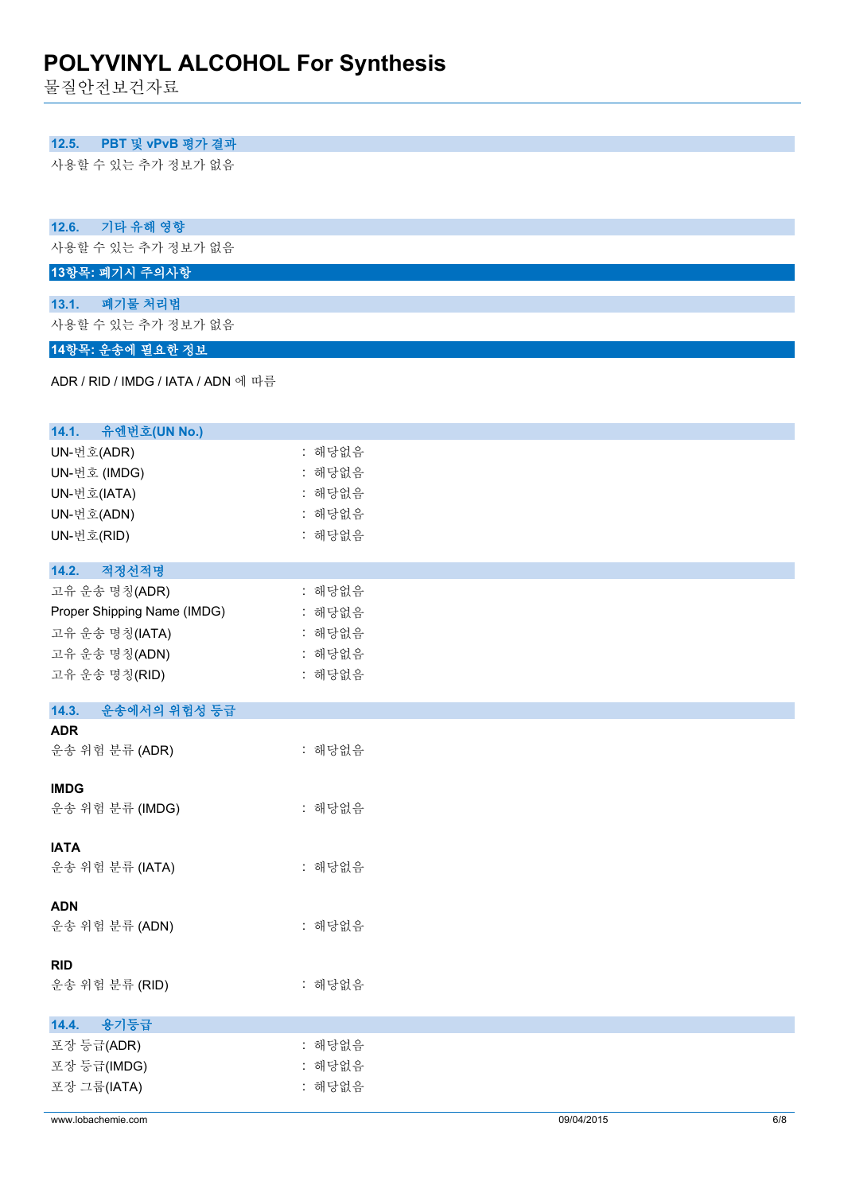### 12.5. PBT 및 vPvB 평가 결과

사용할 수 있는 추가 정보가 없음

### 12.6. 기타 유해 영향

사용할 수 있는 추가 정보가 없음

## 13항목: 폐기시 주의사항

### 13.1. 폐기물 처리법

사용할 수 있는 추가 정보가 없음

## 14항목: 운송에 필요한 정보

ADR / RID / IMDG / IATA / ADN 에 따름

### 14.1. 유엔번호(UN No.)

| | |
|---|---|
| UN-번호(ADR) | : 해당없음 |
| UN-번호 (IMDG) | : 해당없음 |
| UN-번호(IATA) | : 해당없음 |
| UN-번호(ADN) | : 해당없음 |
| UN-번호(RID) | : 해당없음 |

### 14.2. 적정선적명

| | |
|---|---|
| 고유 운송 명칭(ADR) | : 해당없음 |
| Proper Shipping Name (IMDG) | : 해당없음 |
| 고유 운송 명칭(IATA) | : 해당없음 |
| 고유 운송 명칭(ADN) | : 해당없음 |
| 고유 운송 명칭(RID) | : 해당없음 |

### 14.3. 운송에서의 위험성 등급

**ADR**

운송 위험 분류 (ADR) : 해당없음

**IMDG**

운송 위험 분류 (IMDG) : 해당없음

**IATA**

운송 위험 분류 (IATA) : 해당없음

**ADN**

운송 위험 분류 (ADN) : 해당없음

**RID**

운송 위험 분류 (RID) : 해당없음

### 14.4. 용기등급

| | |
|---|---|
| 포장 등급(ADR) | : 해당없음 |
| 포장 등급(IMDG) | : 해당없음 |
| 포장 그룹(IATA) | : 해당없음 |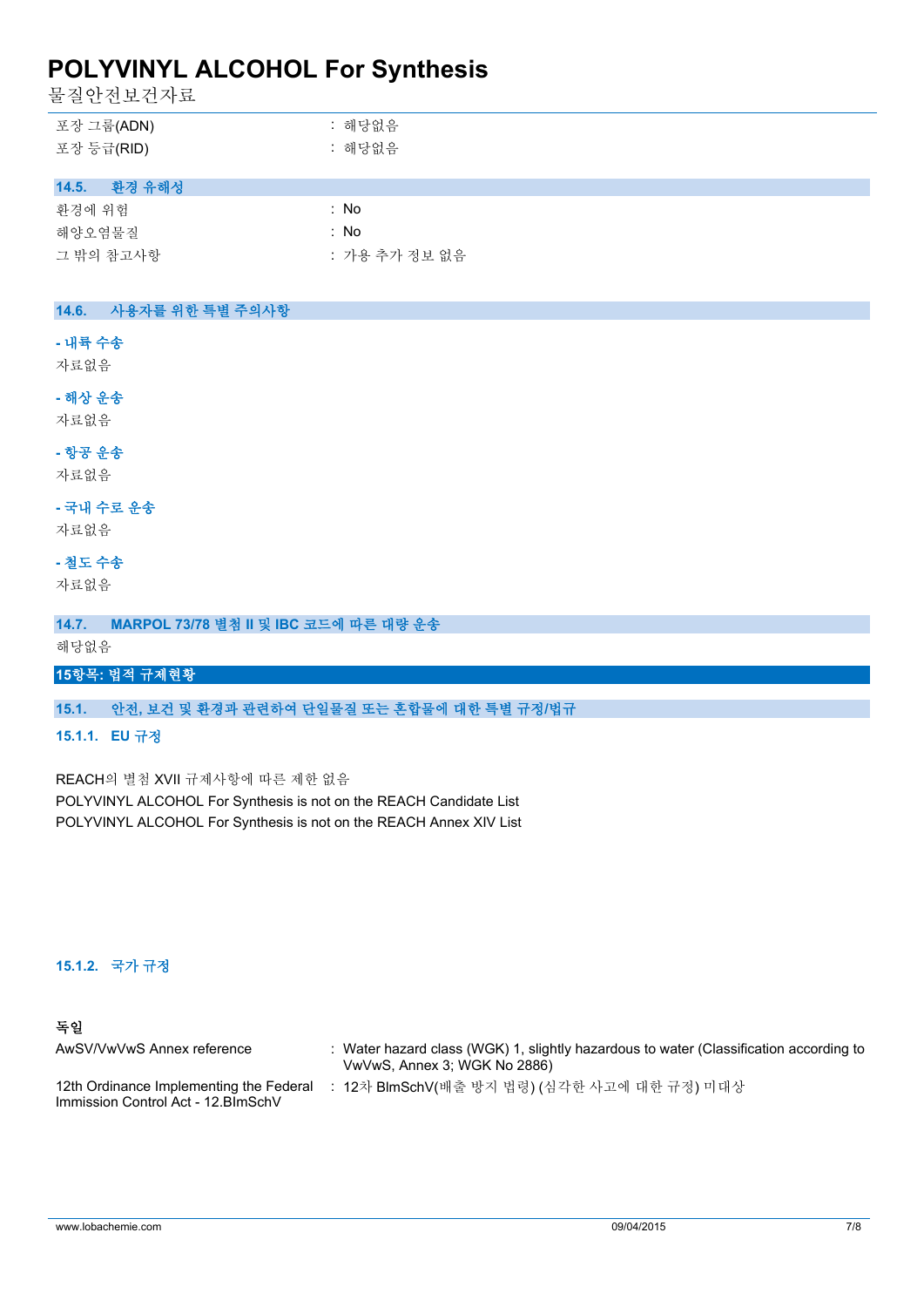| | |
|---|---|
| 포장 그룹(ADN) | : 해당없음 |
| 포장 등급(RID) | : 해당없음 |

### 14.5. 환경 유해성

| | |
|---|---|
| 환경에 위험 | : No |
| 해양오염물질 | : No |
| 그 밖의 참고사항 | : 가용 추가 정보 없음 |

### 14.6. 사용자를 위한 특별 주의사항

**- 내륙 수송**

자료없음

**- 해상 운송**

자료없음

**- 항공 운송**

자료없음

**- 국내 수로 운송**

자료없음

**- 철도 수송**

자료없음

### 14.7. MARPOL 73/78 별첨 II 및 IBC 코드에 따른 대량 운송

해당없음

## 15항목: 법적 규제현황

### 15.1. 안전, 보건 및 환경과 관련하여 단일물질 또는 혼합물에 대한 특별 규정/법규

#### 15.1.1. EU 규정

REACH의 별첨 XVII 규제사항에 따른 제한 없음
POLYVINYL ALCOHOL For Synthesis is not on the REACH Candidate List
POLYVINYL ALCOHOL For Synthesis is not on the REACH Annex XIV List

#### 15.1.2. 국가 규정

**독일**

| | |
|---|---|
| AwSV/VwVwS Annex reference | : Water hazard class (WGK) 1, slightly hazardous to water (Classification according to VwVwS, Annex 3; WGK No 2886) |
| 12th Ordinance Implementing the Federal Immission Control Act - 12.BImSchV | : 12차 BImSchV(배출 방지 법령) (심각한 사고에 대한 규정) 미대상 |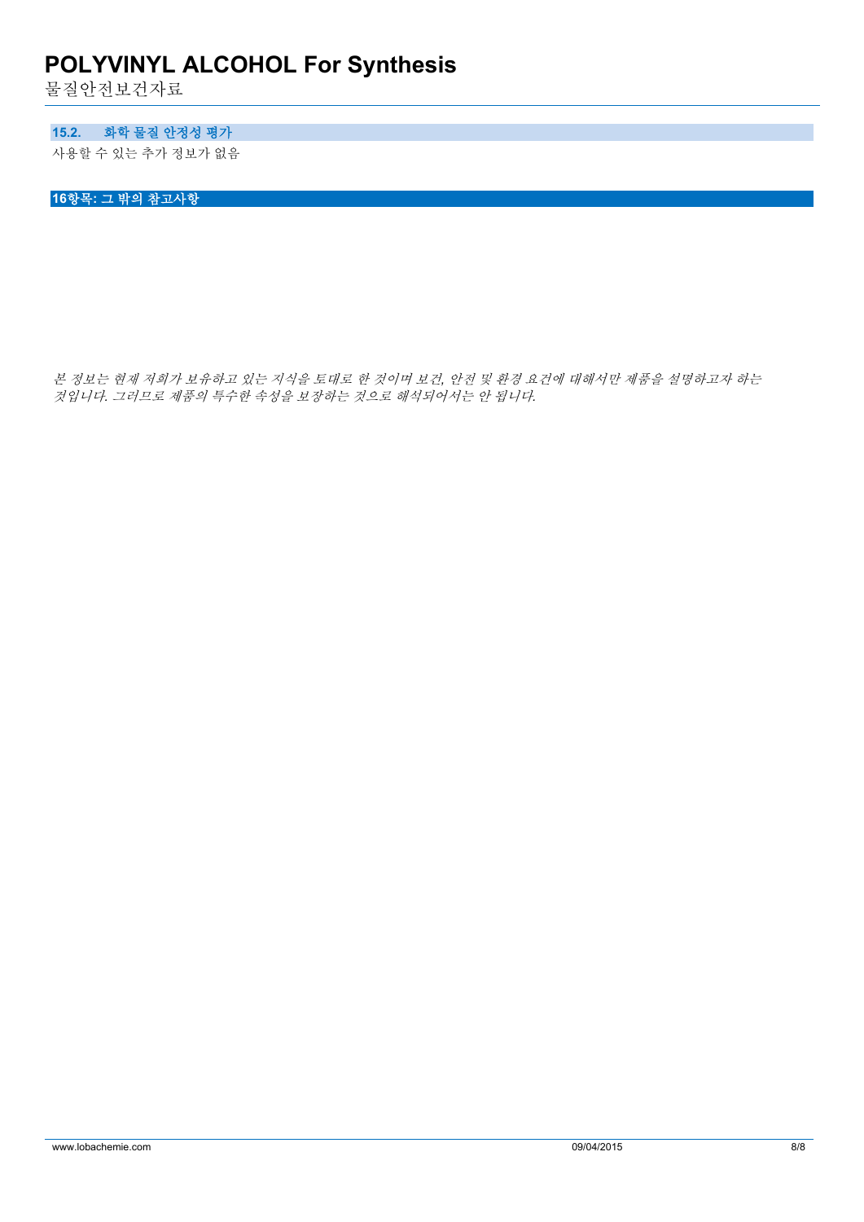### 15.2. 화학 물질 안정성 평가

사용할 수 있는 추가 정보가 없음

## 16항목: 그 밖의 참고사항

*본 정보는 현재 저희가 보유하고 있는 지식을 토대로 한 것이며 보건, 안전 및 환경 요건에 대해서만 제품을 설명하고자 하는 것입니다. 그러므로 제품의 특수한 속성을 보장하는 것으로 해석되어서는 안 됩니다.*